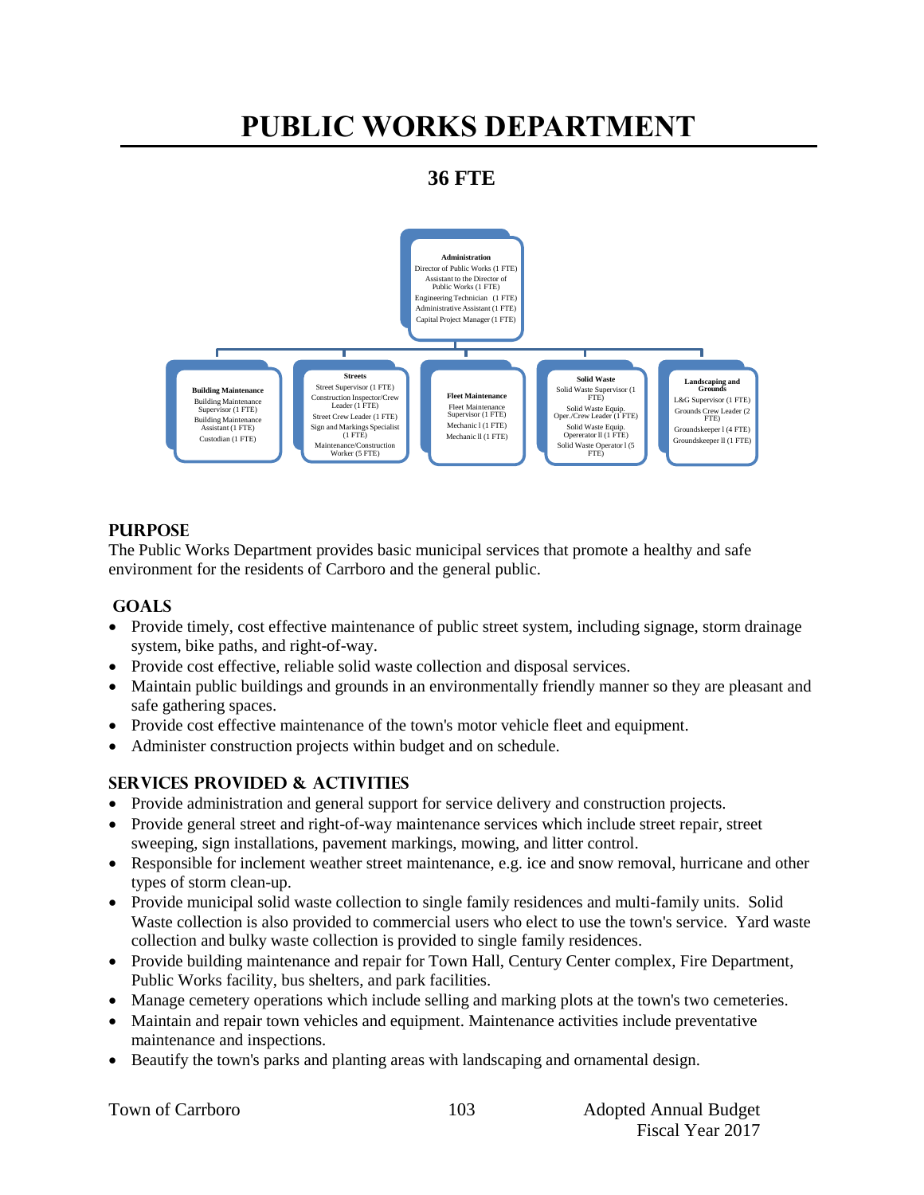# PUBLIC WORKS DEPARTMENT

## 36 FTE

**Administration**
Director of Public Works (1 FTE)
Assistant to the Director of Public Works (1 FTE)
Engineering Technician (1 FTE)
Administrative Assistant (1 FTE)
Capital Project Manager (1 FTE)

**Building Maintenance**
Building Maintenance Supervisor (1 FTE)
Building Maintenance Assistant (1 FTE)
Custodian (1 FTE)

**Streets**
Street Supervisor (1 FTE)
Construction Inspector/Crew Leader (1 FTE)
Street Crew Leader (1 FTE)
Sign and Markings Specialist (1 FTE)
Maintenance/Construction Worker (5 FTE)

**Fleet Maintenance**
Fleet Maintenance Supervisor (1 FTE)
Mechanic l (1 FTE)
Mechanic ll (1 FTE)

**Solid Waste**
Solid Waste Supervisor (1 FTE)
Solid Waste Equip. Oper./Crew Leader (1 FTE)
Solid Waste Equip. Opererator ll (1 FTE)
Solid Waste Operator l (5 FTE)

**Landscaping and Grounds**
L&G Supervisor (1 FTE)
Grounds Crew Leader (2 FTE)
Groundskeeper l (4 FTE)
Groundskeeper ll (1 FTE)

## PURPOSE

The Public Works Department provides basic municipal services that promote a healthy and safe environment for the residents of Carrboro and the general public.

## GOALS

- Provide timely, cost effective maintenance of public street system, including signage, storm drainage system, bike paths, and right-of-way.
- Provide cost effective, reliable solid waste collection and disposal services.
- Maintain public buildings and grounds in an environmentally friendly manner so they are pleasant and safe gathering spaces.
- Provide cost effective maintenance of the town's motor vehicle fleet and equipment.
- Administer construction projects within budget and on schedule.

## SERVICES PROVIDED & ACTIVITIES

- Provide administration and general support for service delivery and construction projects.
- Provide general street and right-of-way maintenance services which include street repair, street sweeping, sign installations, pavement markings, mowing, and litter control.
- Responsible for inclement weather street maintenance, e.g. ice and snow removal, hurricane and other types of storm clean-up.
- Provide municipal solid waste collection to single family residences and multi-family units. Solid Waste collection is also provided to commercial users who elect to use the town's service. Yard waste collection and bulky waste collection is provided to single family residences.
- Provide building maintenance and repair for Town Hall, Century Center complex, Fire Department, Public Works facility, bus shelters, and park facilities.
- Manage cemetery operations which include selling and marking plots at the town's two cemeteries.
- Maintain and repair town vehicles and equipment. Maintenance activities include preventative maintenance and inspections.
- Beautify the town's parks and planting areas with landscaping and ornamental design.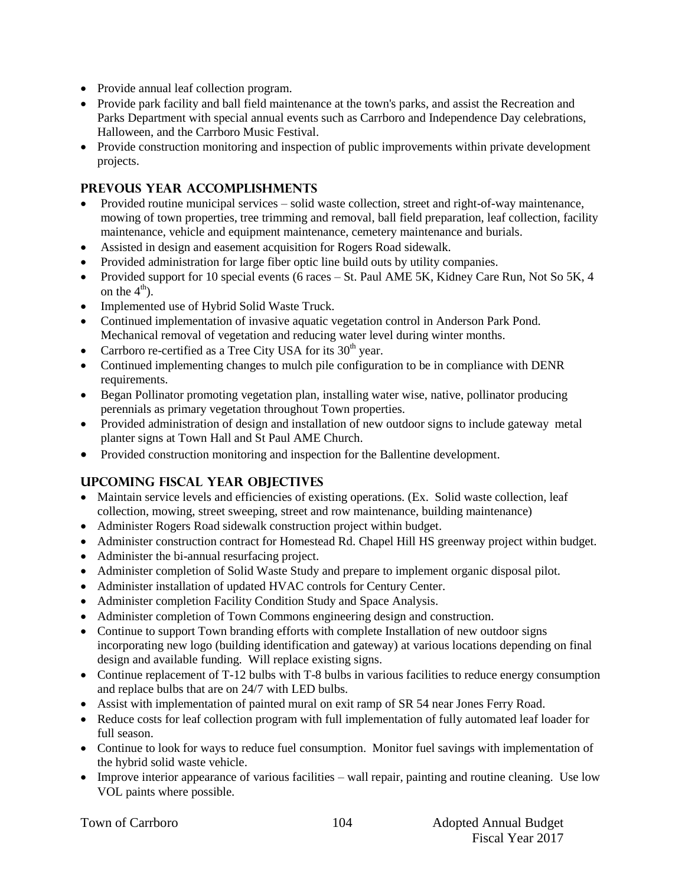- Provide annual leaf collection program.
- Provide park facility and ball field maintenance at the town's parks, and assist the Recreation and Parks Department with special annual events such as Carrboro and Independence Day celebrations, Halloween, and the Carrboro Music Festival.
- Provide construction monitoring and inspection of public improvements within private development projects.

## PREVOUS YEAR ACCOMPLISHMENTS

- Provided routine municipal services – solid waste collection, street and right-of-way maintenance, mowing of town properties, tree trimming and removal, ball field preparation, leaf collection, facility maintenance, vehicle and equipment maintenance, cemetery maintenance and burials.
- Assisted in design and easement acquisition for Rogers Road sidewalk.
- Provided administration for large fiber optic line build outs by utility companies.
- Provided support for 10 special events (6 races – St. Paul AME 5K, Kidney Care Run, Not So 5K, 4 on the 4th).
- Implemented use of Hybrid Solid Waste Truck.
- Continued implementation of invasive aquatic vegetation control in Anderson Park Pond. Mechanical removal of vegetation and reducing water level during winter months.
- Carrboro re-certified as a Tree City USA for its 30th year.
- Continued implementing changes to mulch pile configuration to be in compliance with DENR requirements.
- Began Pollinator promoting vegetation plan, installing water wise, native, pollinator producing perennials as primary vegetation throughout Town properties.
- Provided administration of design and installation of new outdoor signs to include gateway metal planter signs at Town Hall and St Paul AME Church.
- Provided construction monitoring and inspection for the Ballentine development.

## UPCOMING FISCAL YEAR OBJECTIVES

- Maintain service levels and efficiencies of existing operations. (Ex. Solid waste collection, leaf collection, mowing, street sweeping, street and row maintenance, building maintenance)
- Administer Rogers Road sidewalk construction project within budget.
- Administer construction contract for Homestead Rd. Chapel Hill HS greenway project within budget.
- Administer the bi-annual resurfacing project.
- Administer completion of Solid Waste Study and prepare to implement organic disposal pilot.
- Administer installation of updated HVAC controls for Century Center.
- Administer completion Facility Condition Study and Space Analysis.
- Administer completion of Town Commons engineering design and construction.
- Continue to support Town branding efforts with complete Installation of new outdoor signs incorporating new logo (building identification and gateway) at various locations depending on final design and available funding. Will replace existing signs.
- Continue replacement of T-12 bulbs with T-8 bulbs in various facilities to reduce energy consumption and replace bulbs that are on 24/7 with LED bulbs.
- Assist with implementation of painted mural on exit ramp of SR 54 near Jones Ferry Road.
- Reduce costs for leaf collection program with full implementation of fully automated leaf loader for full season.
- Continue to look for ways to reduce fuel consumption. Monitor fuel savings with implementation of the hybrid solid waste vehicle.
- Improve interior appearance of various facilities – wall repair, painting and routine cleaning. Use low VOL paints where possible.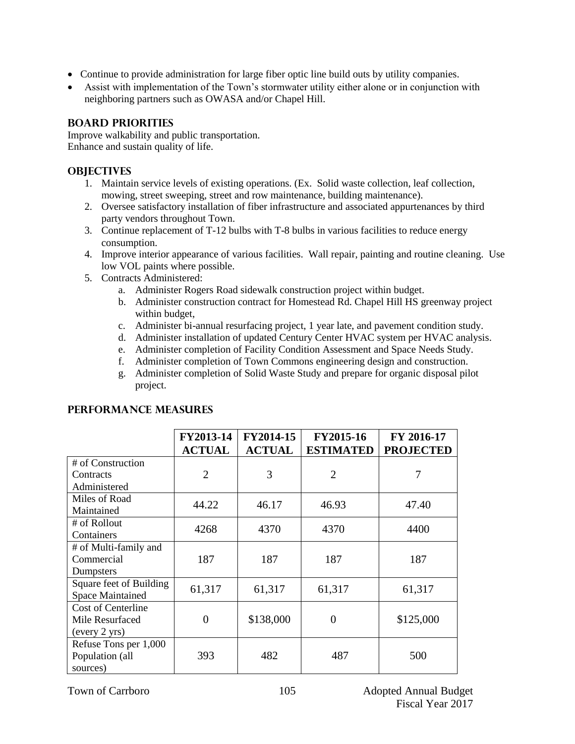- Continue to provide administration for large fiber optic line build outs by utility companies.
- Assist with implementation of the Town's stormwater utility either alone or in conjunction with neighboring partners such as OWASA and/or Chapel Hill.

## BOARD PRIORITIES

Improve walkability and public transportation.
Enhance and sustain quality of life.

## OBJECTIVES

1. Maintain service levels of existing operations. (Ex. Solid waste collection, leaf collection, mowing, street sweeping, street and row maintenance, building maintenance).
2. Oversee satisfactory installation of fiber infrastructure and associated appurtenances by third party vendors throughout Town.
3. Continue replacement of T-12 bulbs with T-8 bulbs in various facilities to reduce energy consumption.
4. Improve interior appearance of various facilities. Wall repair, painting and routine cleaning. Use low VOL paints where possible.
5. Contracts Administered:
    a. Administer Rogers Road sidewalk construction project within budget.
    b. Administer construction contract for Homestead Rd. Chapel Hill HS greenway project within budget,
    c. Administer bi-annual resurfacing project, 1 year late, and pavement condition study.
    d. Administer installation of updated Century Center HVAC system per HVAC analysis.
    e. Administer completion of Facility Condition Assessment and Space Needs Study.
    f. Administer completion of Town Commons engineering design and construction.
    g. Administer completion of Solid Waste Study and prepare for organic disposal pilot project.

## PERFORMANCE MEASURES

| | FY2013-14 ACTUAL | FY2014-15 ACTUAL | FY2015-16 ESTIMATED | FY 2016-17 PROJECTED |
|---|---|---|---|---|
| # of Construction Contracts Administered | 2 | 3 | 2 | 7 |
| Miles of Road Maintained | 44.22 | 46.17 | 46.93 | 47.40 |
| # of Rollout Containers | 4268 | 4370 | 4370 | 4400 |
| # of Multi-family and Commercial Dumpsters | 187 | 187 | 187 | 187 |
| Square feet of Building Space Maintained | 61,317 | 61,317 | 61,317 | 61,317 |
| Cost of Centerline Mile Resurfaced (every 2 yrs) | 0 | $138,000 | 0 | $125,000 |
| Refuse Tons per 1,000 Population (all sources) | 393 | 482 | 487 | 500 |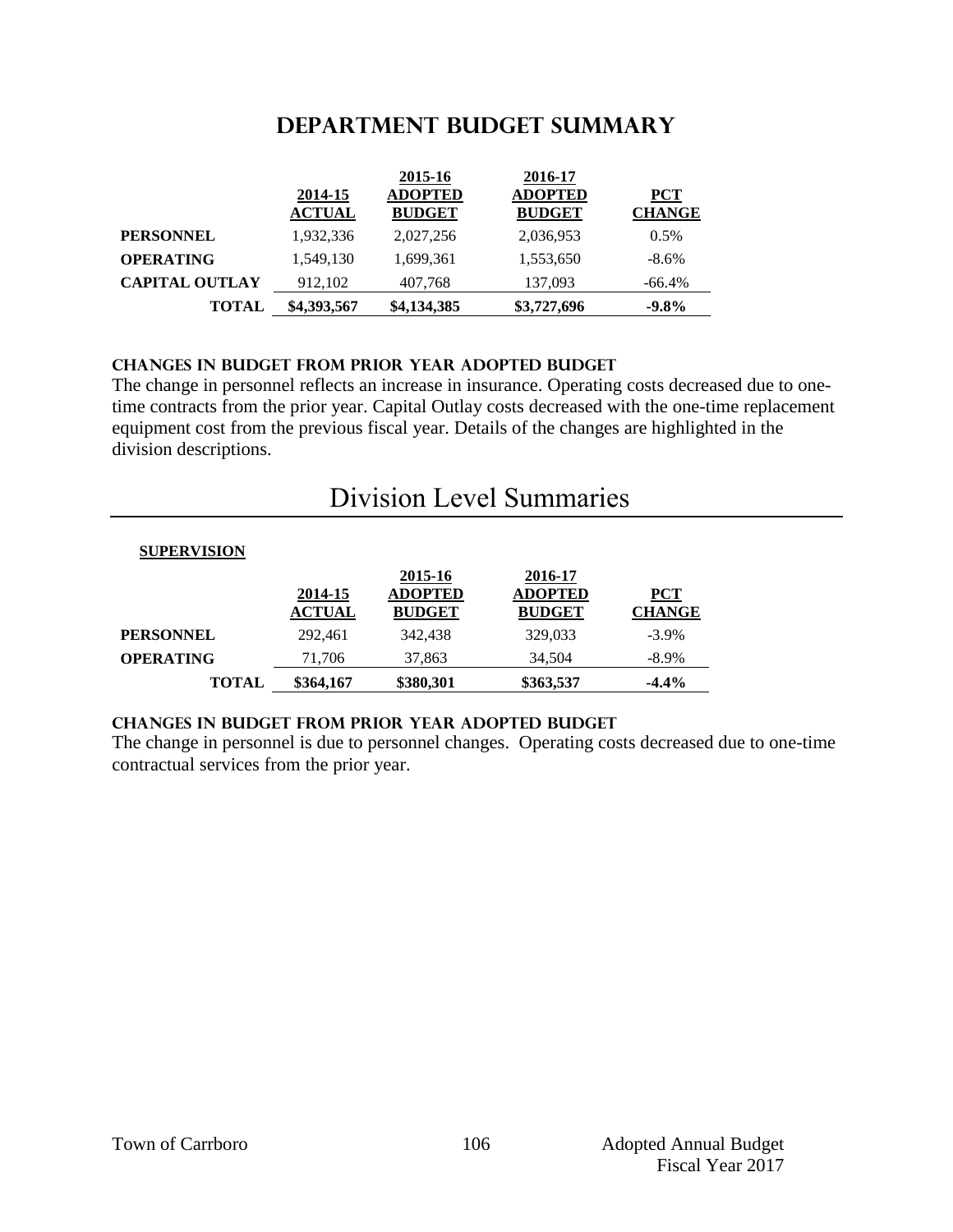# DEPARTMENT BUDGET SUMMARY

| | 2014-15 ACTUAL | 2015-16 ADOPTED BUDGET | 2016-17 ADOPTED BUDGET | PCT CHANGE |
|---|---|---|---|---|
| **PERSONNEL** | 1,932,336 | 2,027,256 | 2,036,953 | 0.5% |
| **OPERATING** | 1,549,130 | 1,699,361 | 1,553,650 | -8.6% |
| **CAPITAL OUTLAY** | 912,102 | 407,768 | 137,093 | -66.4% |
| **TOTAL** | **$4,393,567** | **$4,134,385** | **$3,727,696** | **-9.8%** |

### CHANGES IN BUDGET FROM PRIOR YEAR ADOPTED BUDGET

The change in personnel reflects an increase in insurance. Operating costs decreased due to one-time contracts from the prior year. Capital Outlay costs decreased with the one-time replacement equipment cost from the previous fiscal year. Details of the changes are highlighted in the division descriptions.

# Division Level Summaries

**SUPERVISION**

| | 2014-15 ACTUAL | 2015-16 ADOPTED BUDGET | 2016-17 ADOPTED BUDGET | PCT CHANGE |
|---|---|---|---|---|
| **PERSONNEL** | 292,461 | 342,438 | 329,033 | -3.9% |
| **OPERATING** | 71,706 | 37,863 | 34,504 | -8.9% |
| **TOTAL** | **$364,167** | **$380,301** | **$363,537** | **-4.4%** |

### CHANGES IN BUDGET FROM PRIOR YEAR ADOPTED BUDGET

The change in personnel is due to personnel changes. Operating costs decreased due to one-time contractual services from the prior year.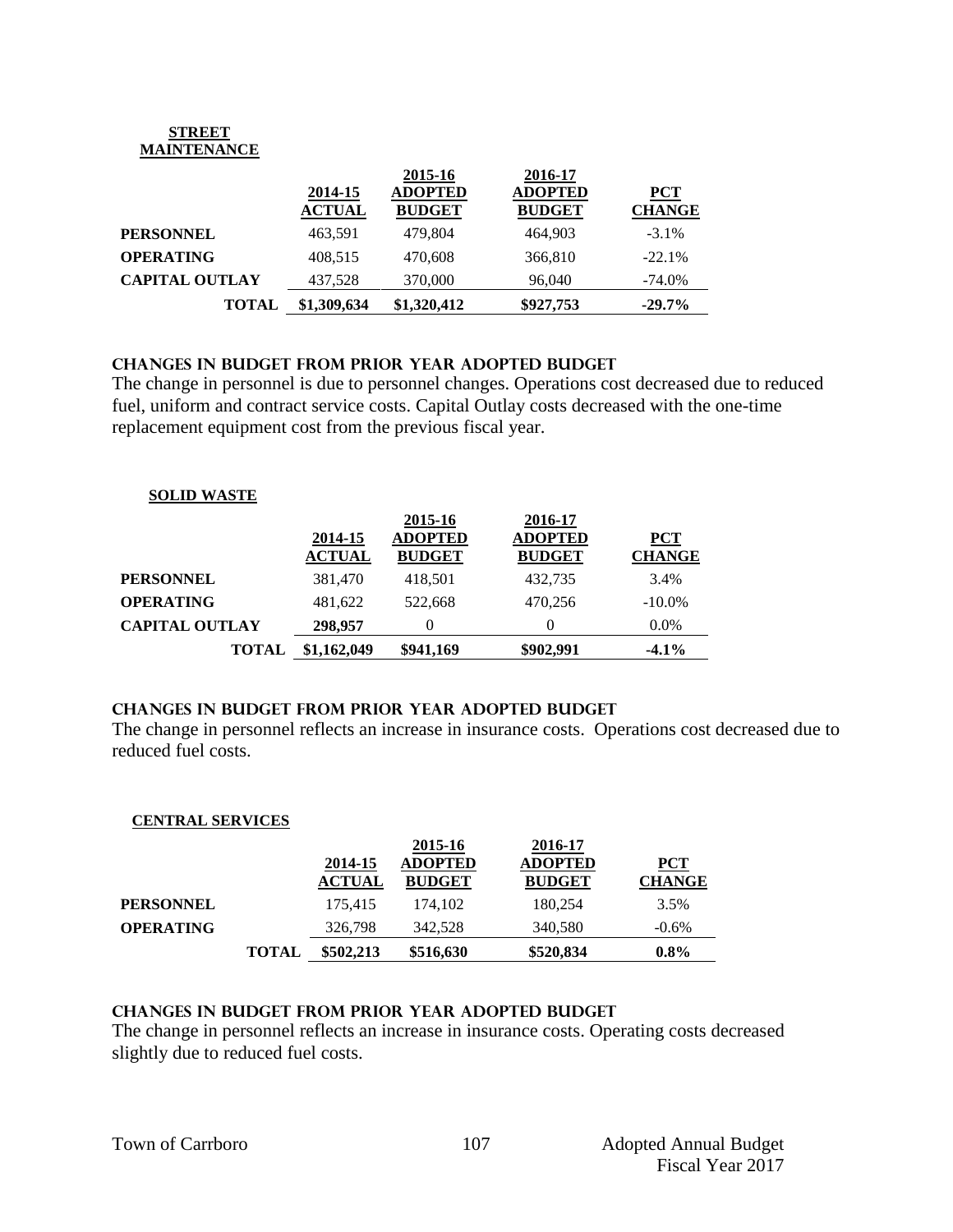### STREET MAINTENANCE

| | 2014-15 ACTUAL | 2015-16 ADOPTED BUDGET | 2016-17 ADOPTED BUDGET | PCT CHANGE |
|---|---|---|---|---|
| **PERSONNEL** | 463,591 | 479,804 | 464,903 | -3.1% |
| **OPERATING** | 408,515 | 470,608 | 366,810 | -22.1% |
| **CAPITAL OUTLAY** | 437,528 | 370,000 | 96,040 | -74.0% |
| **TOTAL** | **$1,309,634** | **$1,320,412** | **$927,753** | **-29.7%** |

### CHANGES IN BUDGET FROM PRIOR YEAR ADOPTED BUDGET

The change in personnel is due to personnel changes. Operations cost decreased due to reduced fuel, uniform and contract service costs. Capital Outlay costs decreased with the one-time replacement equipment cost from the previous fiscal year.

### SOLID WASTE

| | 2014-15 ACTUAL | 2015-16 ADOPTED BUDGET | 2016-17 ADOPTED BUDGET | PCT CHANGE |
|---|---|---|---|---|
| **PERSONNEL** | 381,470 | 418,501 | 432,735 | 3.4% |
| **OPERATING** | 481,622 | 522,668 | 470,256 | -10.0% |
| **CAPITAL OUTLAY** | **298,957** | 0 | 0 | 0.0% |
| **TOTAL** | **$1,162,049** | **$941,169** | **$902,991** | **-4.1%** |

### CHANGES IN BUDGET FROM PRIOR YEAR ADOPTED BUDGET

The change in personnel reflects an increase in insurance costs. Operations cost decreased due to reduced fuel costs.

### CENTRAL SERVICES

| | 2014-15 ACTUAL | 2015-16 ADOPTED BUDGET | 2016-17 ADOPTED BUDGET | PCT CHANGE |
|---|---|---|---|---|
| **PERSONNEL** | 175,415 | 174,102 | 180,254 | 3.5% |
| **OPERATING** | 326,798 | 342,528 | 340,580 | -0.6% |
| **TOTAL** | **$502,213** | **$516,630** | **$520,834** | **0.8%** |

### CHANGES IN BUDGET FROM PRIOR YEAR ADOPTED BUDGET

The change in personnel reflects an increase in insurance costs. Operating costs decreased slightly due to reduced fuel costs.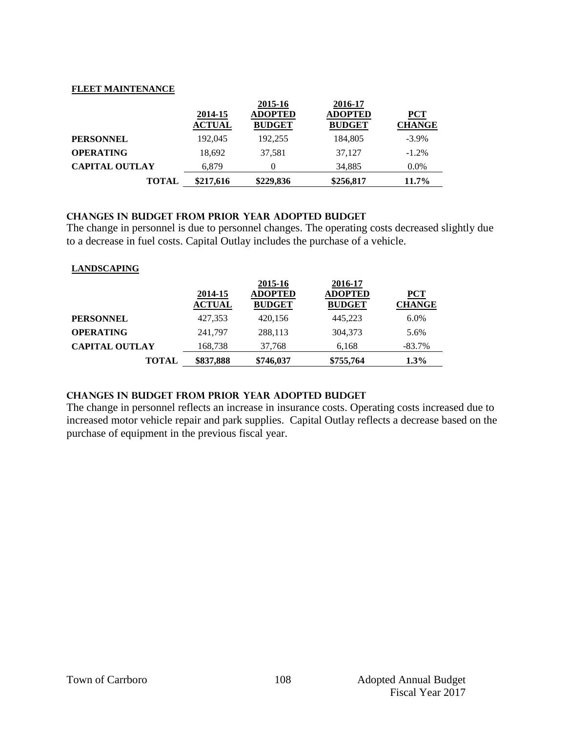**FLEET MAINTENANCE**

| | 2014-15 ACTUAL | 2015-16 ADOPTED BUDGET | 2016-17 ADOPTED BUDGET | PCT CHANGE |
|---|---|---|---|---|
| **PERSONNEL** | 192,045 | 192,255 | 184,805 | -3.9% |
| **OPERATING** | 18,692 | 37,581 | 37,127 | -1.2% |
| **CAPITAL OUTLAY** | 6,879 | 0 | 34,885 | 0.0% |
| **TOTAL** | **$217,616** | **$229,836** | **$256,817** | **11.7%** |

### CHANGES IN BUDGET FROM PRIOR YEAR ADOPTED BUDGET

The change in personnel is due to personnel changes. The operating costs decreased slightly due to a decrease in fuel costs. Capital Outlay includes the purchase of a vehicle.

**LANDSCAPING**

| | 2014-15 ACTUAL | 2015-16 ADOPTED BUDGET | 2016-17 ADOPTED BUDGET | PCT CHANGE |
|---|---|---|---|---|
| **PERSONNEL** | 427,353 | 420,156 | 445,223 | 6.0% |
| **OPERATING** | 241,797 | 288,113 | 304,373 | 5.6% |
| **CAPITAL OUTLAY** | 168,738 | 37,768 | 6,168 | -83.7% |
| **TOTAL** | **$837,888** | **$746,037** | **$755,764** | **1.3%** |

### CHANGES IN BUDGET FROM PRIOR YEAR ADOPTED BUDGET

The change in personnel reflects an increase in insurance costs. Operating costs increased due to increased motor vehicle repair and park supplies. Capital Outlay reflects a decrease based on the purchase of equipment in the previous fiscal year.